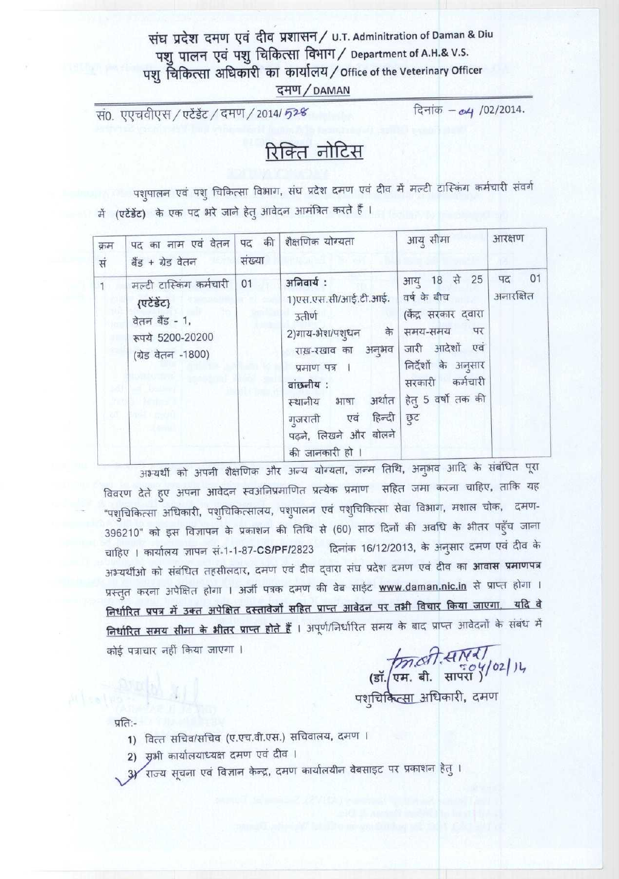# संघ प्रदेश दमण एवं दीव प्रशासन / U.T. Adminitration of Daman & Diu
## पशु पालन एवं पशु चिकित्सा विभाग / Department of A.H.& V.S.
## पशु चिकित्सा अधिकारी का कार्यालय / Office of the Veterinary Officer
### दमण / DAMAN

सं0. एएचवीएस / एटेंडेंट / दमण / 2014/ 528 दिनांक – 04 /02/2014.

## रिक्ति नोटिस

पशुपालन एवं पशु चिकित्सा विभाग, संघ प्रदेश दमण एवं दीव में मल्टी टास्किंग कर्मचारी संवर्ग में **(एटेंडेंट)** के एक पद भरे जाने हेतु आवेदन आमंत्रित करते हैं ।

| क्रम सं | पद का नाम एवं वेतन बैंड + ग्रेड वेतन | पद की संख्या | शैक्षणिक योग्यता | आयु सीमा | आरक्षण |
|---|---|---|---|---|---|
| 1 | मल्टी टास्किंग कर्मचारी **(एटेंडेंट)** वेतन बैंड - 1, रूपये 5200-20200 (ग्रेड वेतन -1800) | 01 | **अनिवार्य :** 1)एस.एस.सी/आई.टी.आई. उतीर्ण 2)गाय-भेश/पशुधन के राख-रखाव का अनुभव प्रमाण पत्र । **वांछनीय :** स्थानीय भाषा अर्थात गुजराती एवं हिन्दी पढ़ने, लिखने और बोलने की जानकारी हो । | आयु 18 से 25 वर्ष के बीच (केंद्र सरकार द्वारा समय-समय पर जारी आदेशों एवं निर्देशों के अनुसार सरकारी कर्मचारी हेतु 5 वर्षों तक की छुट | पद 01 अनारक्षित |

अभ्यर्थी को अपनी शैक्षणिक और अन्य योग्यता, जन्म तिथि, अनुभव आदि के संबंधित पूरा विवरण देते हुए अपना आवेदन स्वअनिप्रमाणित प्रत्येक प्रमाण सहित जमा करना चाहिए, ताकि यह "पशुचिकित्सा अधिकारी, पशुचिकित्सालय, पशुपालन एवं पशुचिकित्सा सेवा विभाग, मशाल चोक, दमण-396210" को इस विज्ञापन के प्रकाशन की तिथि से (60) साठ दिनों की अवधि के भीतर पहुँच जाना चाहिए । कार्यालय ज्ञापन सं.1-1-87-**CS/PF/**2823 दिनांक 16/12/2013, के अनुसार दमण एवं दीव के अभ्यर्थीओ को संबंधित तहसीलदार, दमण एवं दीव द्वारा संघ प्रदेश दमण एवं दीव का **आवास प्रमाणपत्र** प्रस्तुत करना अपेक्षित होगा । अर्जी पत्रक दमण की वेब साईट **www.daman.nic.in** से प्राप्त होगा । **निर्धारित प्रपत्र में उक्त अपेक्षित दस्तावेजों सहित प्राप्त आवेदन पर तभी विचार किया जाएगा, यदि वे निर्धारित समय सीमा के भीतर प्राप्त होते हैं** । अपूर्ण/निर्धारित समय के बाद प्राप्त आवेदनों के संबंध में कोई पत्राचार नहीं किया जाएगा ।

(डॉ. एम. बी. सापरा) 04/02/14
पशुचिकित्सा अधिकारी, दमण

प्रति:-

1) वित्त सचिव/सचिव (ए.एच.वी.एस.) सचिवालय, दमण ।
2) सभी कार्यालयाध्यक्ष दमण एवं दीव ।
3) राज्य सूचना एवं विज्ञान केन्द्र, दमण कार्यालयीन वेबसाइट पर प्रकाशन हेतु ।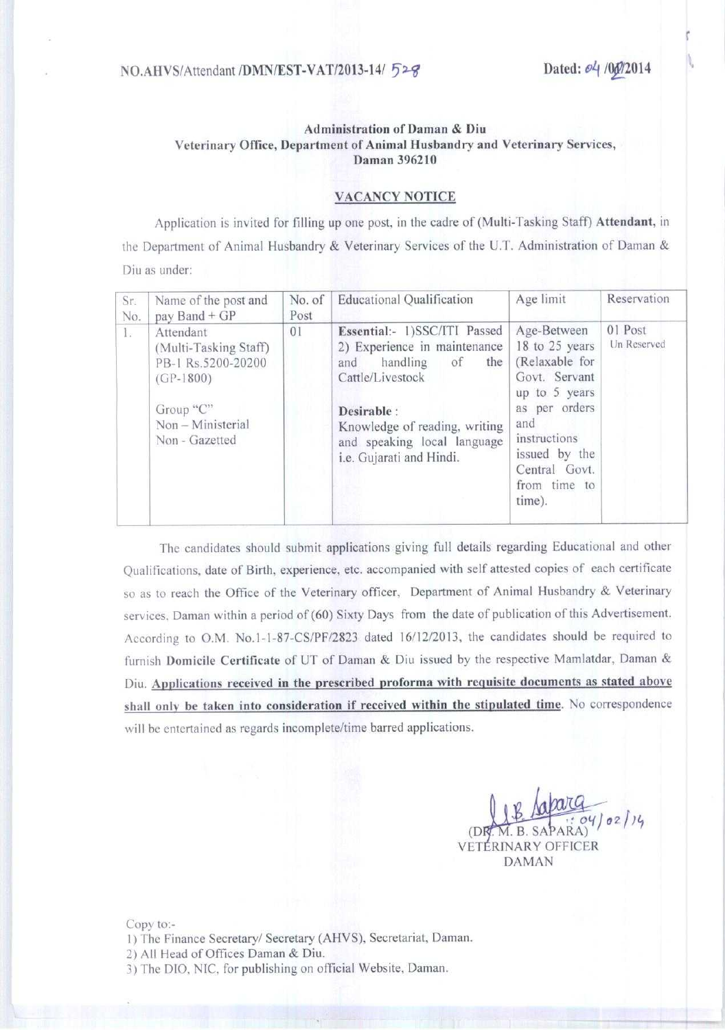NO.AHVS/Attendant /DMN/EST-VAT/2013-14/ 528 | Dated: 04 /02/2014

**Administration of Daman & Diu**
**Veterinary Office, Department of Animal Husbandry and Veterinary Services,**
**Daman 396210**

## VACANCY NOTICE

Application is invited for filling up one post, in the cadre of (Multi-Tasking Staff) **Attendant**, in the Department of Animal Husbandry & Veterinary Services of the U.T. Administration of Daman & Diu as under:

| Sr. No. | Name of the post and pay Band + GP | No. of Post | Educational Qualification | Age limit | Reservation |
|---|---|---|---|---|---|
| 1. | Attendant (Multi-Tasking Staff) PB-1 Rs.5200-20200 (GP-1800)<br><br>Group "C"<br>Non – Ministerial<br>Non - Gazetted | 01 | **Essential:-** 1)SSC/ITI Passed 2) Experience in maintenance and handling of the Cattle/Livestock<br><br>**Desirable** :<br>Knowledge of reading, writing and speaking local language i.e. Gujarati and Hindi. | Age-Between 18 to 25 years (Relaxable for Govt. Servant up to 5 years as per orders and instructions issued by the Central Govt. from time to time). | 01 Post Un Reserved |

The candidates should submit applications giving full details regarding Educational and other Qualifications, date of Birth, experience, etc. accompanied with self attested copies of each certificate so as to reach the Office of the Veterinary officer, Department of Animal Husbandry & Veterinary services, Daman within a period of (60) Sixty Days from the date of publication of this Advertisement. According to O.M. No.1-1-87-CS/PF/2823 dated 16/12/2013, the candidates should be required to furnish **Domicile Certificate** of UT of Daman & Diu issued by the respective Mamlatdar, Daman & Diu. **Applications received in the prescribed proforma with requisite documents as stated above shall only be taken into consideration if received within the stipulated time**. No correspondence will be entertained as regards incomplete/time barred applications.

04/02/14
(DR. M. B. SAPARA)
VETERINARY OFFICER
DAMAN

Copy to:-
1) The Finance Secretary/ Secretary (AHVS), Secretariat, Daman.
2) All Head of Offices Daman & Diu.
3) The DIO, NIC, for publishing on official Website, Daman.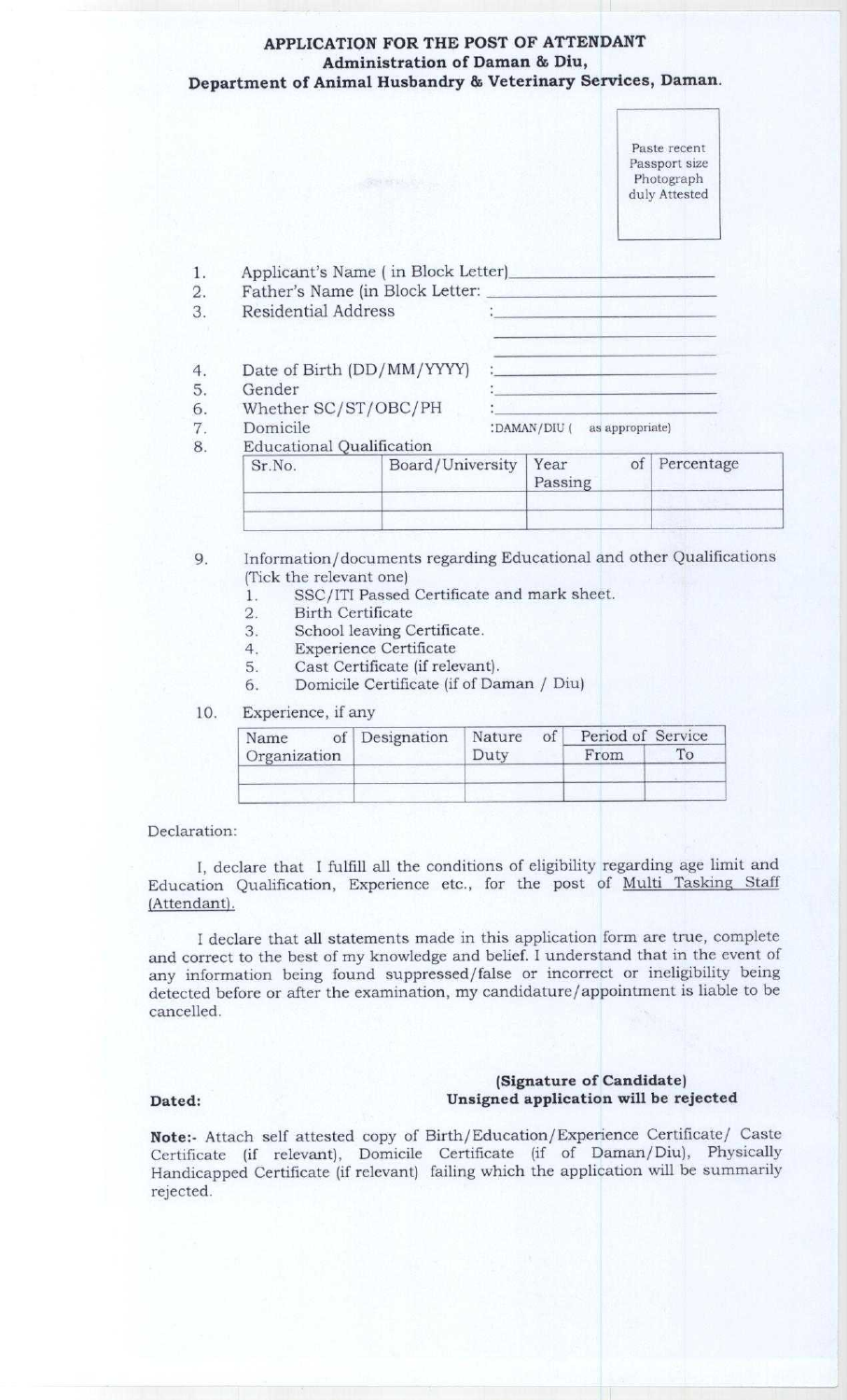## APPLICATION FOR THE POST OF ATTENDANT
### Administration of Daman & Diu,
### Department of Animal Husbandry & Veterinary Services, Daman.

Paste recent Passport size Photograph duly Attested

1. Applicant's Name ( in Block Letter)\_\_\_\_\_\_\_\_\_\_\_\_\_\_\_\_\_\_\_\_
2. Father's Name (in Block Letter: \_\_\_\_\_\_\_\_\_\_\_\_\_\_\_\_\_\_\_\_
3. Residential Address : \_\_\_\_\_\_\_\_\_\_\_\_\_\_\_\_\_\_\_\_
4. Date of Birth (DD/MM/YYYY) : \_\_\_\_\_\_\_\_\_\_\_\_\_\_\_\_\_\_\_\_
5. Gender : \_\_\_\_\_\_\_\_\_\_\_\_\_\_\_\_\_\_\_\_
6. Whether SC/ST/OBC/PH : \_\_\_\_\_\_\_\_\_\_\_\_\_\_\_\_\_\_\_\_
7. Domicile :DAMAN/DIU ( as appropriate)
8. Educational Qualification

| Sr.No. | Board/University | Year of Passing | Percentage |
|---|---|---|---|
| | | | |
| | | | |

9. Information/documents regarding Educational and other Qualifications (Tick the relevant one)
   1. SSC/ITI Passed Certificate and mark sheet.
   2. Birth Certificate
   3. School leaving Certificate.
   4. Experience Certificate
   5. Cast Certificate (if relevant).
   6. Domicile Certificate (if of Daman / Diu)

10. Experience, if any

| Name of Organization | Designation | Nature of Duty | Period of Service | |
|---|---|---|---|---|
| | | | From | To |
| | | | | |
| | | | | |

Declaration:

I, declare that I fulfill all the conditions of eligibility regarding age limit and Education Qualification, Experience etc., for the post of Multi Tasking Staff (Attendant).

I declare that all statements made in this application form are true, complete and correct to the best of my knowledge and belief. I understand that in the event of any information being found suppressed/false or incorrect or ineligibility being detected before or after the examination, my candidature/appointment is liable to be cancelled.

**Dated:**

**(Signature of Candidate)**
**Unsigned application will be rejected**

**Note:-** Attach self attested copy of Birth/Education/Experience Certificate/ Caste Certificate (if relevant), Domicile Certificate (if of Daman/Diu), Physically Handicapped Certificate (if relevant) failing which the application will be summarily rejected.